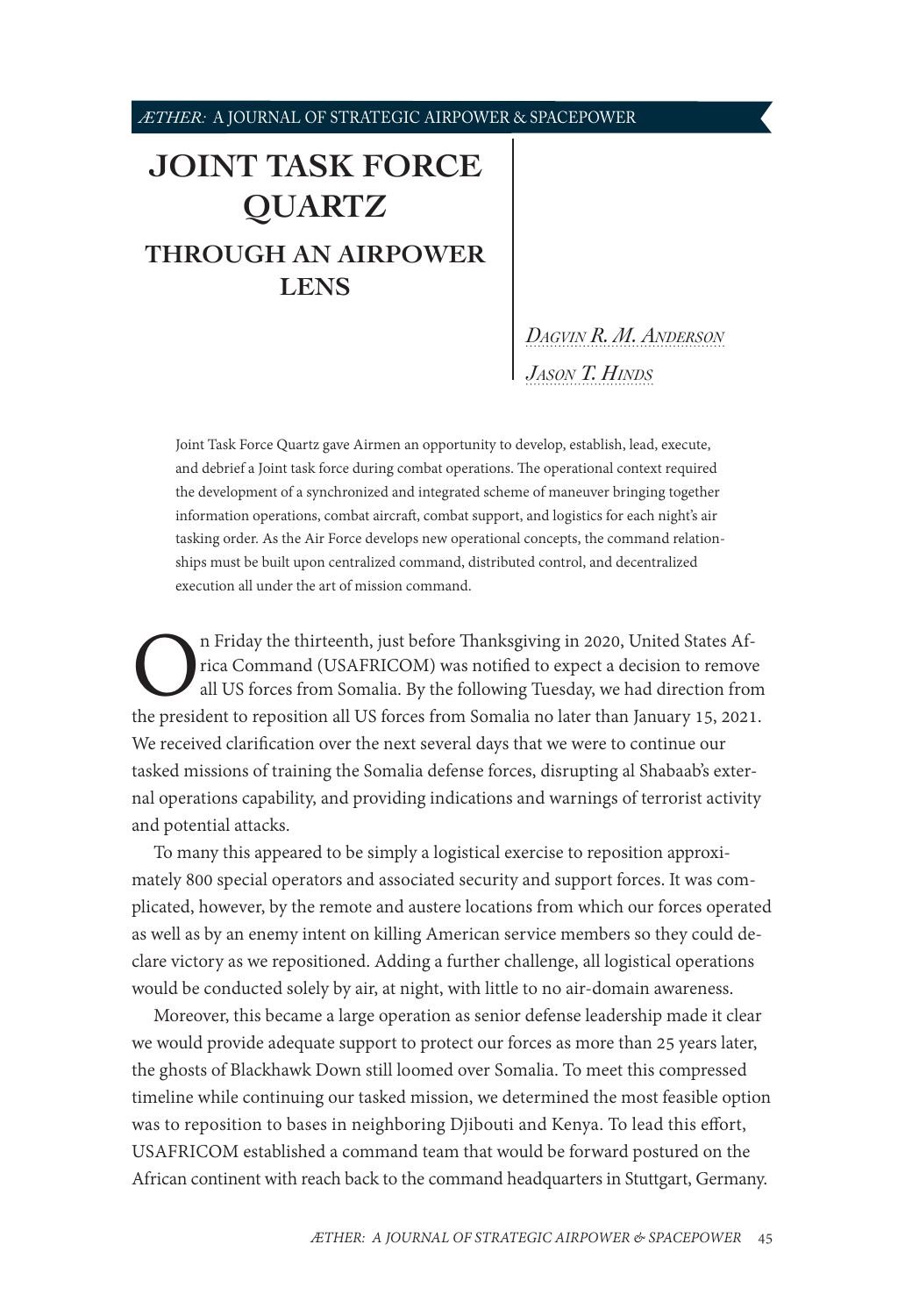# JOINT TASK FORCE QUARTZ

## THROUGH AN AIRPOWER LENS

*Dagvin R. M. Anderson*

*Jason T. Hinds*

Joint Task Force Quartz gave Airmen an opportunity to develop, establish, lead, execute, and debrief a Joint task force during combat operations. The operational context required the development of a synchronized and integrated scheme of maneuver bringing together information operations, combat aircraft, combat support, and logistics for each night's air tasking order. As the Air Force develops new operational concepts, the command relationships must be built upon centralized command, distributed control, and decentralized execution all under the art of mission command.

On Friday the thirteenth, just before Thanksgiving in 2020, United States Africa Command (USAFRICOM) was notified to expect a decision to remove all US forces from Somalia. By the following Tuesday, we had direction from the president to reposition all US forces from Somalia no later than January 15, 2021. We received clarification over the next several days that we were to continue our tasked missions of training the Somalia defense forces, disrupting al Shabaab's external operations capability, and providing indications and warnings of terrorist activity and potential attacks.

To many this appeared to be simply a logistical exercise to reposition approximately 800 special operators and associated security and support forces. It was complicated, however, by the remote and austere locations from which our forces operated as well as by an enemy intent on killing American service members so they could declare victory as we repositioned. Adding a further challenge, all logistical operations would be conducted solely by air, at night, with little to no air-domain awareness.

Moreover, this became a large operation as senior defense leadership made it clear we would provide adequate support to protect our forces as more than 25 years later, the ghosts of Blackhawk Down still loomed over Somalia. To meet this compressed timeline while continuing our tasked mission, we determined the most feasible option was to reposition to bases in neighboring Djibouti and Kenya. To lead this effort, USAFRICOM established a command team that would be forward postured on the African continent with reach back to the command headquarters in Stuttgart, Germany.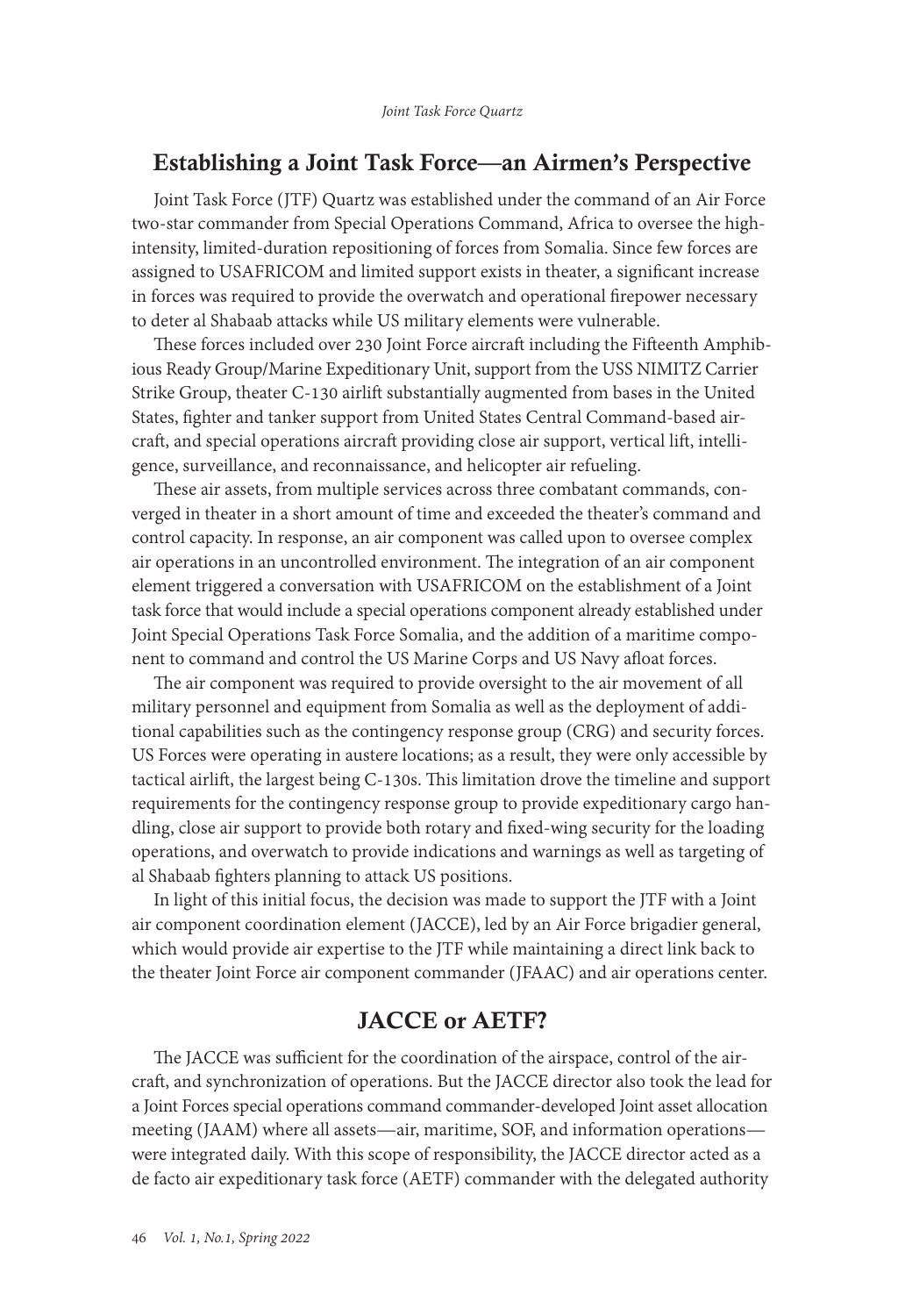## Establishing a Joint Task Force—an Airmen's Perspective

Joint Task Force (JTF) Quartz was established under the command of an Air Force two-star commander from Special Operations Command, Africa to oversee the high-intensity, limited-duration repositioning of forces from Somalia. Since few forces are assigned to USAFRICOM and limited support exists in theater, a significant increase in forces was required to provide the overwatch and operational firepower necessary to deter al Shabaab attacks while US military elements were vulnerable.

These forces included over 230 Joint Force aircraft including the Fifteenth Amphibious Ready Group/Marine Expeditionary Unit, support from the USS NIMITZ Carrier Strike Group, theater C-130 airlift substantially augmented from bases in the United States, fighter and tanker support from United States Central Command-based aircraft, and special operations aircraft providing close air support, vertical lift, intelligence, surveillance, and reconnaissance, and helicopter air refueling.

These air assets, from multiple services across three combatant commands, converged in theater in a short amount of time and exceeded the theater's command and control capacity. In response, an air component was called upon to oversee complex air operations in an uncontrolled environment. The integration of an air component element triggered a conversation with USAFRICOM on the establishment of a Joint task force that would include a special operations component already established under Joint Special Operations Task Force Somalia, and the addition of a maritime component to command and control the US Marine Corps and US Navy afloat forces.

The air component was required to provide oversight to the air movement of all military personnel and equipment from Somalia as well as the deployment of additional capabilities such as the contingency response group (CRG) and security forces. US Forces were operating in austere locations; as a result, they were only accessible by tactical airlift, the largest being C-130s. This limitation drove the timeline and support requirements for the contingency response group to provide expeditionary cargo handling, close air support to provide both rotary and fixed-wing security for the loading operations, and overwatch to provide indications and warnings as well as targeting of al Shabaab fighters planning to attack US positions.

In light of this initial focus, the decision was made to support the JTF with a Joint air component coordination element (JACCE), led by an Air Force brigadier general, which would provide air expertise to the JTF while maintaining a direct link back to the theater Joint Force air component commander (JFAAC) and air operations center.

## JACCE or AETF?

The JACCE was sufficient for the coordination of the airspace, control of the aircraft, and synchronization of operations. But the JACCE director also took the lead for a Joint Forces special operations command commander-developed Joint asset allocation meeting (JAAM) where all assets—air, maritime, SOF, and information operations—were integrated daily. With this scope of responsibility, the JACCE director acted as a de facto air expeditionary task force (AETF) commander with the delegated authority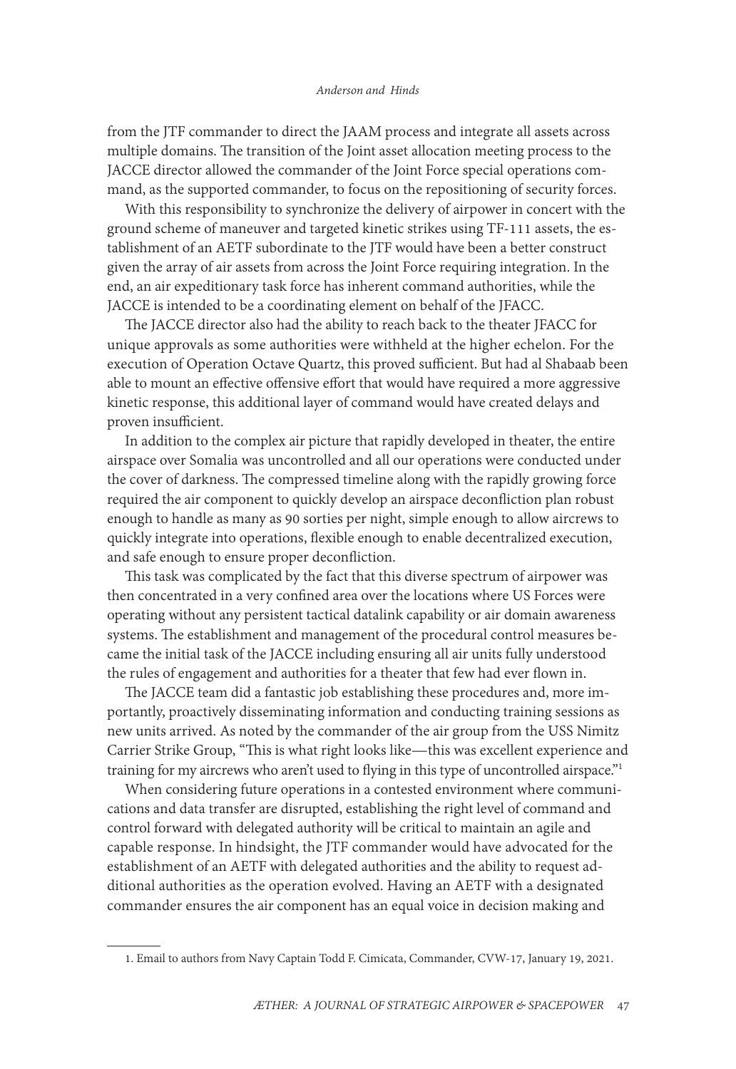from the JTF commander to direct the JAAM process and integrate all assets across multiple domains. The transition of the Joint asset allocation meeting process to the JACCE director allowed the commander of the Joint Force special operations command, as the supported commander, to focus on the repositioning of security forces.

With this responsibility to synchronize the delivery of airpower in concert with the ground scheme of maneuver and targeted kinetic strikes using TF-111 assets, the establishment of an AETF subordinate to the JTF would have been a better construct given the array of air assets from across the Joint Force requiring integration. In the end, an air expeditionary task force has inherent command authorities, while the JACCE is intended to be a coordinating element on behalf of the JFACC.

The JACCE director also had the ability to reach back to the theater JFACC for unique approvals as some authorities were withheld at the higher echelon. For the execution of Operation Octave Quartz, this proved sufficient. But had al Shabaab been able to mount an effective offensive effort that would have required a more aggressive kinetic response, this additional layer of command would have created delays and proven insufficient.

In addition to the complex air picture that rapidly developed in theater, the entire airspace over Somalia was uncontrolled and all our operations were conducted under the cover of darkness. The compressed timeline along with the rapidly growing force required the air component to quickly develop an airspace deconfliction plan robust enough to handle as many as 90 sorties per night, simple enough to allow aircrews to quickly integrate into operations, flexible enough to enable decentralized execution, and safe enough to ensure proper deconfliction.

This task was complicated by the fact that this diverse spectrum of airpower was then concentrated in a very confined area over the locations where US Forces were operating without any persistent tactical datalink capability or air domain awareness systems. The establishment and management of the procedural control measures became the initial task of the JACCE including ensuring all air units fully understood the rules of engagement and authorities for a theater that few had ever flown in.

The JACCE team did a fantastic job establishing these procedures and, more importantly, proactively disseminating information and conducting training sessions as new units arrived. As noted by the commander of the air group from the USS Nimitz Carrier Strike Group, "This is what right looks like—this was excellent experience and training for my aircrews who aren't used to flying in this type of uncontrolled airspace."[1]

When considering future operations in a contested environment where communications and data transfer are disrupted, establishing the right level of command and control forward with delegated authority will be critical to maintain an agile and capable response. In hindsight, the JTF commander would have advocated for the establishment of an AETF with delegated authorities and the ability to request additional authorities as the operation evolved. Having an AETF with a designated commander ensures the air component has an equal voice in decision making and

1. Email to authors from Navy Captain Todd F. Cimicata, Commander, CVW-17, January 19, 2021.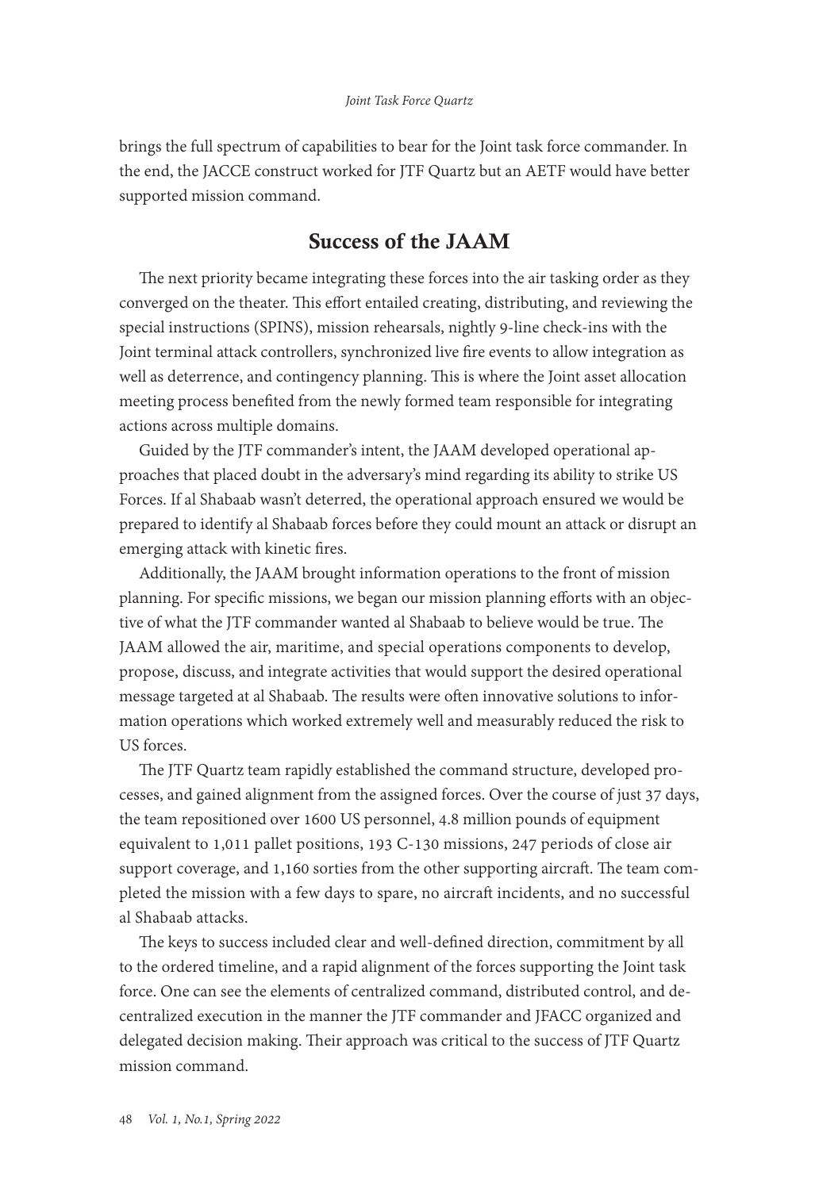brings the full spectrum of capabilities to bear for the Joint task force commander. In the end, the JACCE construct worked for JTF Quartz but an AETF would have better supported mission command.

## Success of the JAAM

The next priority became integrating these forces into the air tasking order as they converged on the theater. This effort entailed creating, distributing, and reviewing the special instructions (SPINS), mission rehearsals, nightly 9-line check-ins with the Joint terminal attack controllers, synchronized live fire events to allow integration as well as deterrence, and contingency planning. This is where the Joint asset allocation meeting process benefited from the newly formed team responsible for integrating actions across multiple domains.

Guided by the JTF commander's intent, the JAAM developed operational approaches that placed doubt in the adversary's mind regarding its ability to strike US Forces. If al Shabaab wasn't deterred, the operational approach ensured we would be prepared to identify al Shabaab forces before they could mount an attack or disrupt an emerging attack with kinetic fires.

Additionally, the JAAM brought information operations to the front of mission planning. For specific missions, we began our mission planning efforts with an objective of what the JTF commander wanted al Shabaab to believe would be true. The JAAM allowed the air, maritime, and special operations components to develop, propose, discuss, and integrate activities that would support the desired operational message targeted at al Shabaab. The results were often innovative solutions to information operations which worked extremely well and measurably reduced the risk to US forces.

The JTF Quartz team rapidly established the command structure, developed processes, and gained alignment from the assigned forces. Over the course of just 37 days, the team repositioned over 1600 US personnel, 4.8 million pounds of equipment equivalent to 1,011 pallet positions, 193 C-130 missions, 247 periods of close air support coverage, and 1,160 sorties from the other supporting aircraft. The team completed the mission with a few days to spare, no aircraft incidents, and no successful al Shabaab attacks.

The keys to success included clear and well-defined direction, commitment by all to the ordered timeline, and a rapid alignment of the forces supporting the Joint task force. One can see the elements of centralized command, distributed control, and decentralized execution in the manner the JTF commander and JFACC organized and delegated decision making. Their approach was critical to the success of JTF Quartz mission command.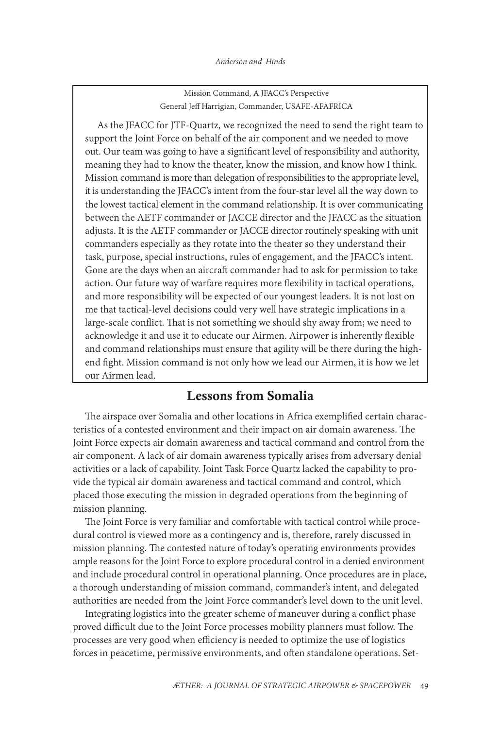> Mission Command, A JFACC's Perspective
> General Jeff Harrigian, Commander, USAFE-AFAFRICA
>
> As the JFACC for JTF-Quartz, we recognized the need to send the right team to support the Joint Force on behalf of the air component and we needed to move out. Our team was going to have a significant level of responsibility and authority, meaning they had to know the theater, know the mission, and know how I think. Mission command is more than delegation of responsibilities to the appropriate level, it is understanding the JFACC's intent from the four-star level all the way down to the lowest tactical element in the command relationship. It is over communicating between the AETF commander or JACCE director and the JFACC as the situation adjusts. It is the AETF commander or JACCE director routinely speaking with unit commanders especially as they rotate into the theater so they understand their task, purpose, special instructions, rules of engagement, and the JFACC's intent. Gone are the days when an aircraft commander had to ask for permission to take action. Our future way of warfare requires more flexibility in tactical operations, and more responsibility will be expected of our youngest leaders. It is not lost on me that tactical-level decisions could very well have strategic implications in a large-scale conflict. That is not something we should shy away from; we need to acknowledge it and use it to educate our Airmen. Airpower is inherently flexible and command relationships must ensure that agility will be there during the high-end fight. Mission command is not only how we lead our Airmen, it is how we let our Airmen lead.

## Lessons from Somalia

The airspace over Somalia and other locations in Africa exemplified certain characteristics of a contested environment and their impact on air domain awareness. The Joint Force expects air domain awareness and tactical command and control from the air component. A lack of air domain awareness typically arises from adversary denial activities or a lack of capability. Joint Task Force Quartz lacked the capability to provide the typical air domain awareness and tactical command and control, which placed those executing the mission in degraded operations from the beginning of mission planning.

The Joint Force is very familiar and comfortable with tactical control while procedural control is viewed more as a contingency and is, therefore, rarely discussed in mission planning. The contested nature of today's operating environments provides ample reasons for the Joint Force to explore procedural control in a denied environment and include procedural control in operational planning. Once procedures are in place, a thorough understanding of mission command, commander's intent, and delegated authorities are needed from the Joint Force commander's level down to the unit level.

Integrating logistics into the greater scheme of maneuver during a conflict phase proved difficult due to the Joint Force processes mobility planners must follow. The processes are very good when efficiency is needed to optimize the use of logistics forces in peacetime, permissive environments, and often standalone operations. Set-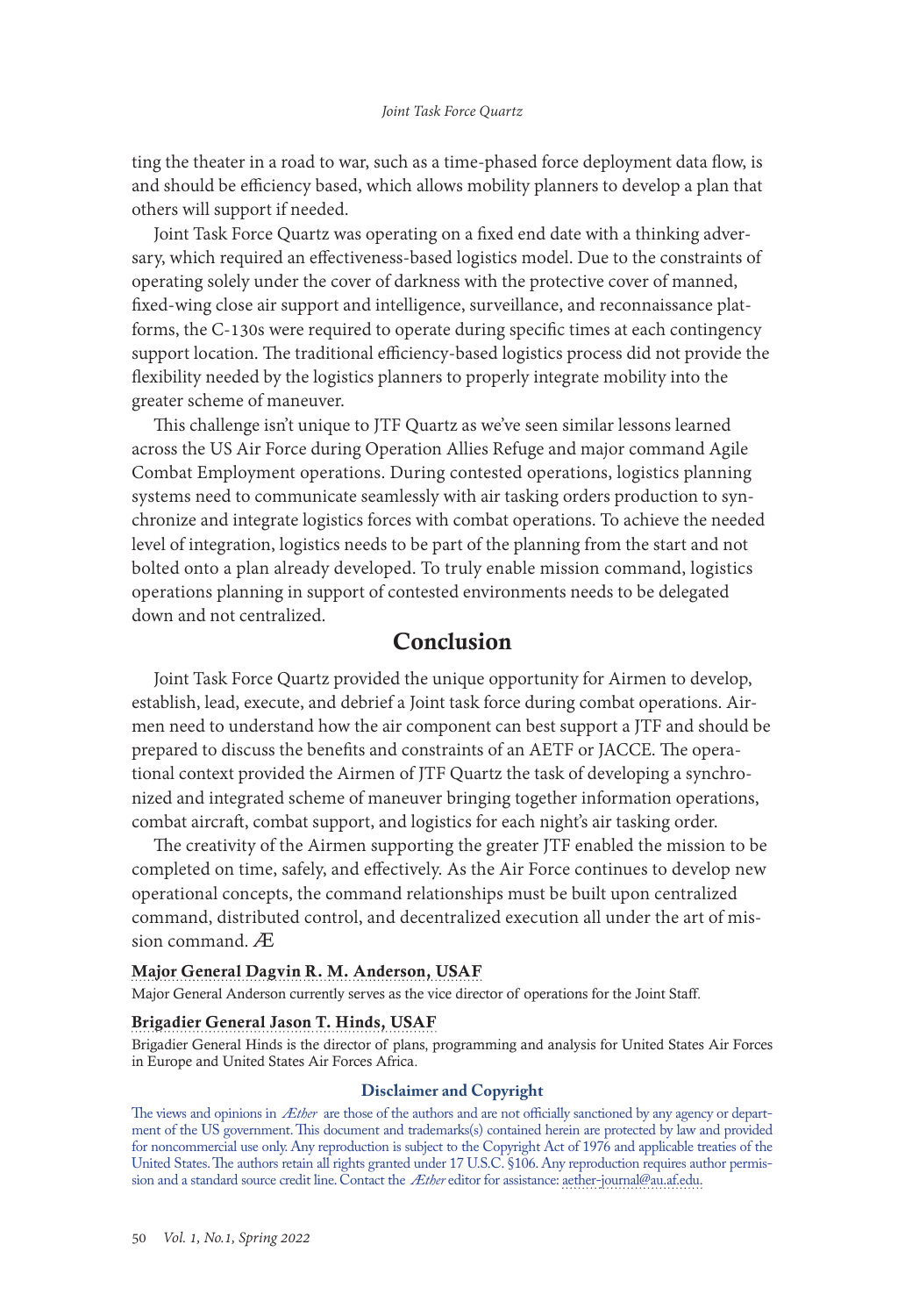ting the theater in a road to war, such as a time-phased force deployment data flow, is and should be efficiency based, which allows mobility planners to develop a plan that others will support if needed.

Joint Task Force Quartz was operating on a fixed end date with a thinking adversary, which required an effectiveness-based logistics model. Due to the constraints of operating solely under the cover of darkness with the protective cover of manned, fixed-wing close air support and intelligence, surveillance, and reconnaissance platforms, the C-130s were required to operate during specific times at each contingency support location. The traditional efficiency-based logistics process did not provide the flexibility needed by the logistics planners to properly integrate mobility into the greater scheme of maneuver.

This challenge isn't unique to JTF Quartz as we've seen similar lessons learned across the US Air Force during Operation Allies Refuge and major command Agile Combat Employment operations. During contested operations, logistics planning systems need to communicate seamlessly with air tasking orders production to synchronize and integrate logistics forces with combat operations. To achieve the needed level of integration, logistics needs to be part of the planning from the start and not bolted onto a plan already developed. To truly enable mission command, logistics operations planning in support of contested environments needs to be delegated down and not centralized.

## Conclusion

Joint Task Force Quartz provided the unique opportunity for Airmen to develop, establish, lead, execute, and debrief a Joint task force during combat operations. Airmen need to understand how the air component can best support a JTF and should be prepared to discuss the benefits and constraints of an AETF or JACCE. The operational context provided the Airmen of JTF Quartz the task of developing a synchronized and integrated scheme of maneuver bringing together information operations, combat aircraft, combat support, and logistics for each night's air tasking order.

The creativity of the Airmen supporting the greater JTF enabled the mission to be completed on time, safely, and effectively. As the Air Force continues to develop new operational concepts, the command relationships must be built upon centralized command, distributed control, and decentralized execution all under the art of mission command. Æ

**Major General Dagvin R. M. Anderson, USAF**

Major General Anderson currently serves as the vice director of operations for the Joint Staff.

**Brigadier General Jason T. Hinds, USAF**

Brigadier General Hinds is the director of plans, programming and analysis for United States Air Forces in Europe and United States Air Forces Africa.

**Disclaimer and Copyright**

The views and opinions in *Æther* are those of the authors and are not officially sanctioned by any agency or department of the US government. This document and trademarks(s) contained herein are protected by law and provided for noncommercial use only. Any reproduction is subject to the Copyright Act of 1976 and applicable treaties of the United States. The authors retain all rights granted under 17 U.S.C. §106. Any reproduction requires author permission and a standard source credit line. Contact the *Æther* editor for assistance: aether-journal@au.af.edu.